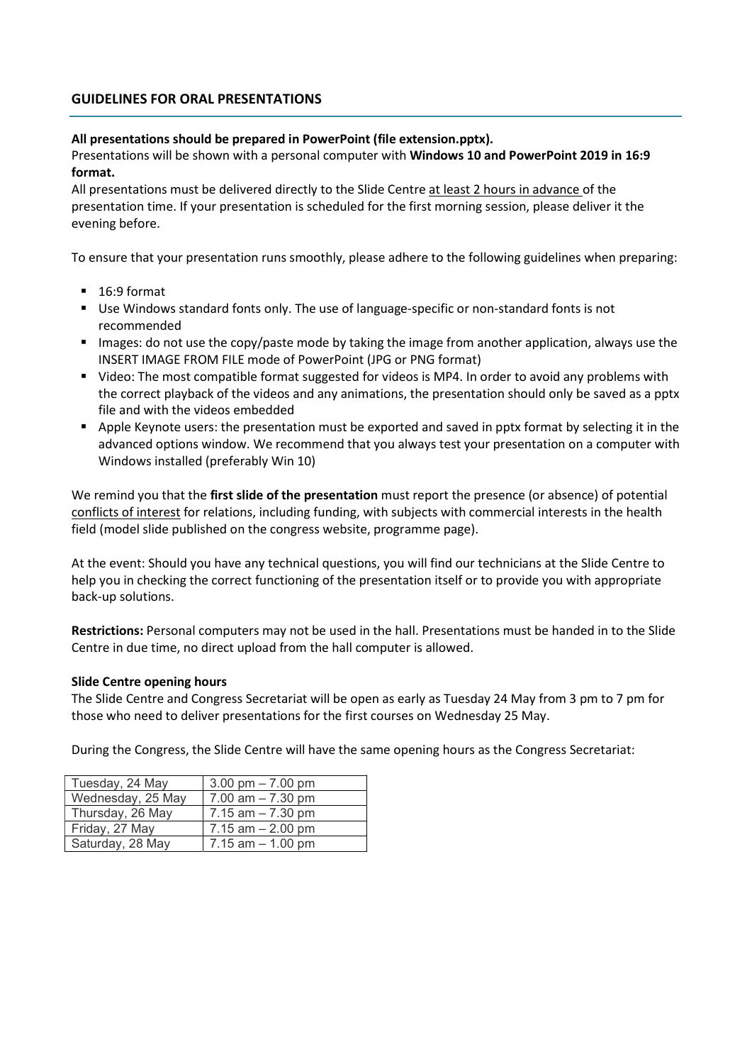## GUIDELINES FOR ORAL PRESENTATIONS

**All presentations should be prepared in PowerPoint (file extension.pptx).**

Presentations will be shown with a personal computer with **Windows 10 and PowerPoint 2019 in 16:9 format.**

All presentations must be delivered directly to the Slide Centre at least 2 hours in advance of the presentation time. If your presentation is scheduled for the first morning session, please deliver it the evening before.

To ensure that your presentation runs smoothly, please adhere to the following guidelines when preparing:

- 16:9 format
- Use Windows standard fonts only. The use of language-specific or non-standard fonts is not recommended
- Images: do not use the copy/paste mode by taking the image from another application, always use the INSERT IMAGE FROM FILE mode of PowerPoint (JPG or PNG format)
- Video: The most compatible format suggested for videos is MP4. In order to avoid any problems with the correct playback of the videos and any animations, the presentation should only be saved as a pptx file and with the videos embedded
- Apple Keynote users: the presentation must be exported and saved in pptx format by selecting it in the advanced options window. We recommend that you always test your presentation on a computer with Windows installed (preferably Win 10)

We remind you that the **first slide of the presentation** must report the presence (or absence) of potential conflicts of interest for relations, including funding, with subjects with commercial interests in the health field (model slide published on the congress website, programme page).

At the event: Should you have any technical questions, you will find our technicians at the Slide Centre to help you in checking the correct functioning of the presentation itself or to provide you with appropriate back-up solutions.

**Restrictions:** Personal computers may not be used in the hall. Presentations must be handed in to the Slide Centre in due time, no direct upload from the hall computer is allowed.

**Slide Centre opening hours**

The Slide Centre and Congress Secretariat will be open as early as Tuesday 24 May from 3 pm to 7 pm for those who need to deliver presentations for the first courses on Wednesday 25 May.

During the Congress, the Slide Centre will have the same opening hours as the Congress Secretariat:

| | |
|---|---|
| Tuesday, 24 May | 3.00 pm – 7.00 pm |
| Wednesday, 25 May | 7.00 am – 7.30 pm |
| Thursday, 26 May | 7.15 am – 7.30 pm |
| Friday, 27 May | 7.15 am – 2.00 pm |
| Saturday, 28 May | 7.15 am – 1.00 pm |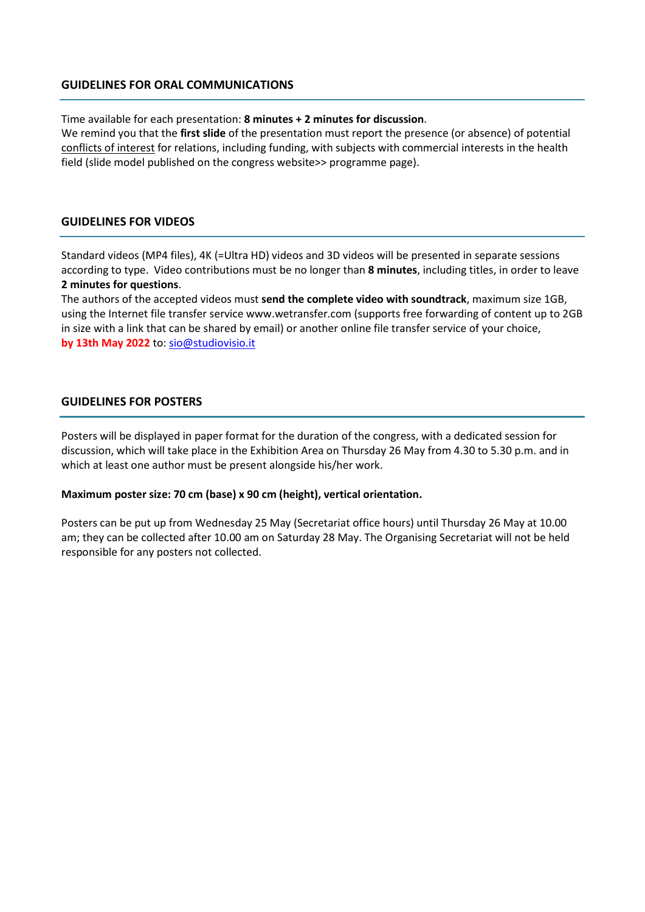## GUIDELINES FOR ORAL COMMUNICATIONS

Time available for each presentation: **8 minutes + 2 minutes for discussion**.
We remind you that the **first slide** of the presentation must report the presence (or absence) of potential conflicts of interest for relations, including funding, with subjects with commercial interests in the health field (slide model published on the congress website>> programme page).

## GUIDELINES FOR VIDEOS

Standard videos (MP4 files), 4K (=Ultra HD) videos and 3D videos will be presented in separate sessions according to type. Video contributions must be no longer than **8 minutes**, including titles, in order to leave **2 minutes for questions**.
The authors of the accepted videos must **send the complete video with soundtrack**, maximum size 1GB, using the Internet file transfer service www.wetransfer.com (supports free forwarding of content up to 2GB in size with a link that can be shared by email) or another online file transfer service of your choice, **by 13th May 2022** to: sio@studiovisio.it

## GUIDELINES FOR POSTERS

Posters will be displayed in paper format for the duration of the congress, with a dedicated session for discussion, which will take place in the Exhibition Area on Thursday 26 May from 4.30 to 5.30 p.m. and in which at least one author must be present alongside his/her work.

**Maximum poster size: 70 cm (base) x 90 cm (height), vertical orientation.**

Posters can be put up from Wednesday 25 May (Secretariat office hours) until Thursday 26 May at 10.00 am; they can be collected after 10.00 am on Saturday 28 May. The Organising Secretariat will not be held responsible for any posters not collected.